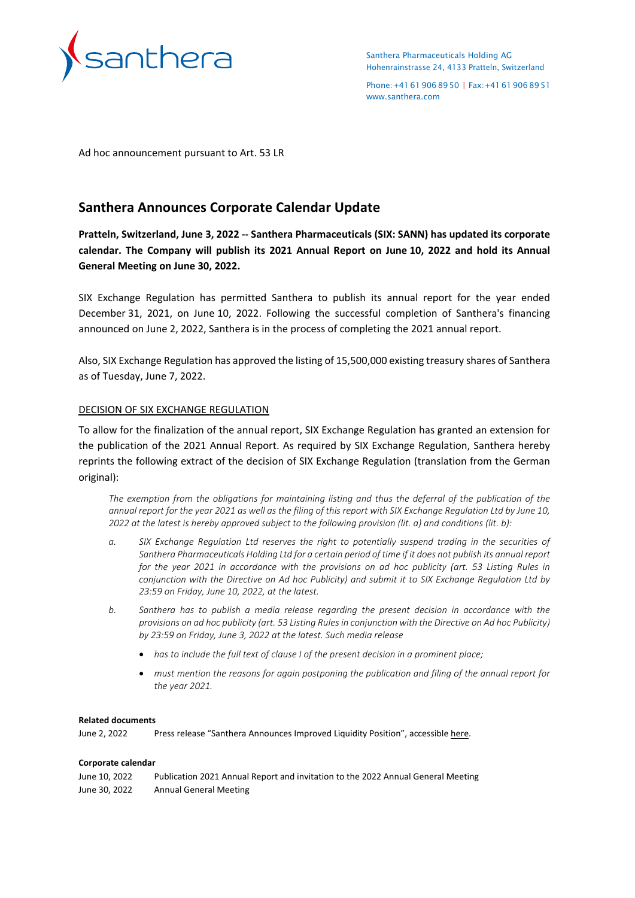Santhera Pharmaceuticals Holding AG
Hohenrainstrasse 24, 4133 Pratteln, Switzerland

Phone: +41 61 906 89 50 | Fax: +41 61 906 89 51
www.santhera.com

Ad hoc announcement pursuant to Art. 53 LR

# Santhera Announces Corporate Calendar Update

**Pratteln, Switzerland, June 3, 2022 -- Santhera Pharmaceuticals (SIX: SANN) has updated its corporate calendar. The Company will publish its 2021 Annual Report on June 10, 2022 and hold its Annual General Meeting on June 30, 2022.**

SIX Exchange Regulation has permitted Santhera to publish its annual report for the year ended December 31, 2021, on June 10, 2022. Following the successful completion of Santhera's financing announced on June 2, 2022, Santhera is in the process of completing the 2021 annual report.

Also, SIX Exchange Regulation has approved the listing of 15,500,000 existing treasury shares of Santhera as of Tuesday, June 7, 2022.

## DECISION OF SIX EXCHANGE REGULATION

To allow for the finalization of the annual report, SIX Exchange Regulation has granted an extension for the publication of the 2021 Annual Report. As required by SIX Exchange Regulation, Santhera hereby reprints the following extract of the decision of SIX Exchange Regulation (translation from the German original):

> *The exemption from the obligations for maintaining listing and thus the deferral of the publication of the annual report for the year 2021 as well as the filing of this report with SIX Exchange Regulation Ltd by June 10, 2022 at the latest is hereby approved subject to the following provision (lit. a) and conditions (lit. b):*
>
> *a. SIX Exchange Regulation Ltd reserves the right to potentially suspend trading in the securities of Santhera Pharmaceuticals Holding Ltd for a certain period of time if it does not publish its annual report for the year 2021 in accordance with the provisions on ad hoc publicity (art. 53 Listing Rules in conjunction with the Directive on Ad hoc Publicity) and submit it to SIX Exchange Regulation Ltd by 23:59 on Friday, June 10, 2022, at the latest.*
>
> *b. Santhera has to publish a media release regarding the present decision in accordance with the provisions on ad hoc publicity (art. 53 Listing Rules in conjunction with the Directive on Ad hoc Publicity) by 23:59 on Friday, June 3, 2022 at the latest. Such media release*
>
> - *has to include the full text of clause I of the present decision in a prominent place;*
> - *must mention the reasons for again postponing the publication and filing of the annual report for the year 2021.*

**Related documents**

June 2, 2022 — Press release "Santhera Announces Improved Liquidity Position", accessible here.

**Corporate calendar**

| | |
|---|---|
| June 10, 2022 | Publication 2021 Annual Report and invitation to the 2022 Annual General Meeting |
| June 30, 2022 | Annual General Meeting |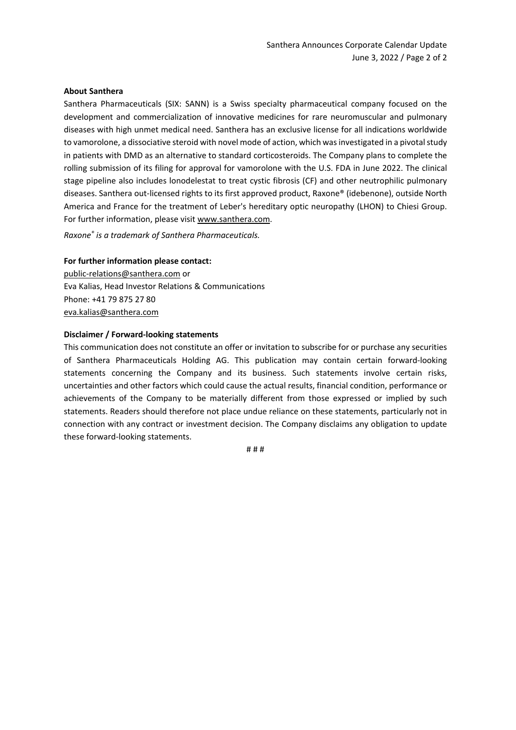**About Santhera**

Santhera Pharmaceuticals (SIX: SANN) is a Swiss specialty pharmaceutical company focused on the development and commercialization of innovative medicines for rare neuromuscular and pulmonary diseases with high unmet medical need. Santhera has an exclusive license for all indications worldwide to vamorolone, a dissociative steroid with novel mode of action, which was investigated in a pivotal study in patients with DMD as an alternative to standard corticosteroids. The Company plans to complete the rolling submission of its filing for approval for vamorolone with the U.S. FDA in June 2022. The clinical stage pipeline also includes lonodelestat to treat cystic fibrosis (CF) and other neutrophilic pulmonary diseases. Santhera out-licensed rights to its first approved product, Raxone® (idebenone), outside North America and France for the treatment of Leber's hereditary optic neuropathy (LHON) to Chiesi Group. For further information, please visit www.santhera.com.

*Raxone® is a trademark of Santhera Pharmaceuticals.*

**For further information please contact:**

public-relations@santhera.com or
Eva Kalias, Head Investor Relations & Communications
Phone: +41 79 875 27 80
eva.kalias@santhera.com

**Disclaimer / Forward-looking statements**

This communication does not constitute an offer or invitation to subscribe for or purchase any securities of Santhera Pharmaceuticals Holding AG. This publication may contain certain forward-looking statements concerning the Company and its business. Such statements involve certain risks, uncertainties and other factors which could cause the actual results, financial condition, performance or achievements of the Company to be materially different from those expressed or implied by such statements. Readers should therefore not place undue reliance on these statements, particularly not in connection with any contract or investment decision. The Company disclaims any obligation to update these forward-looking statements.

# # #